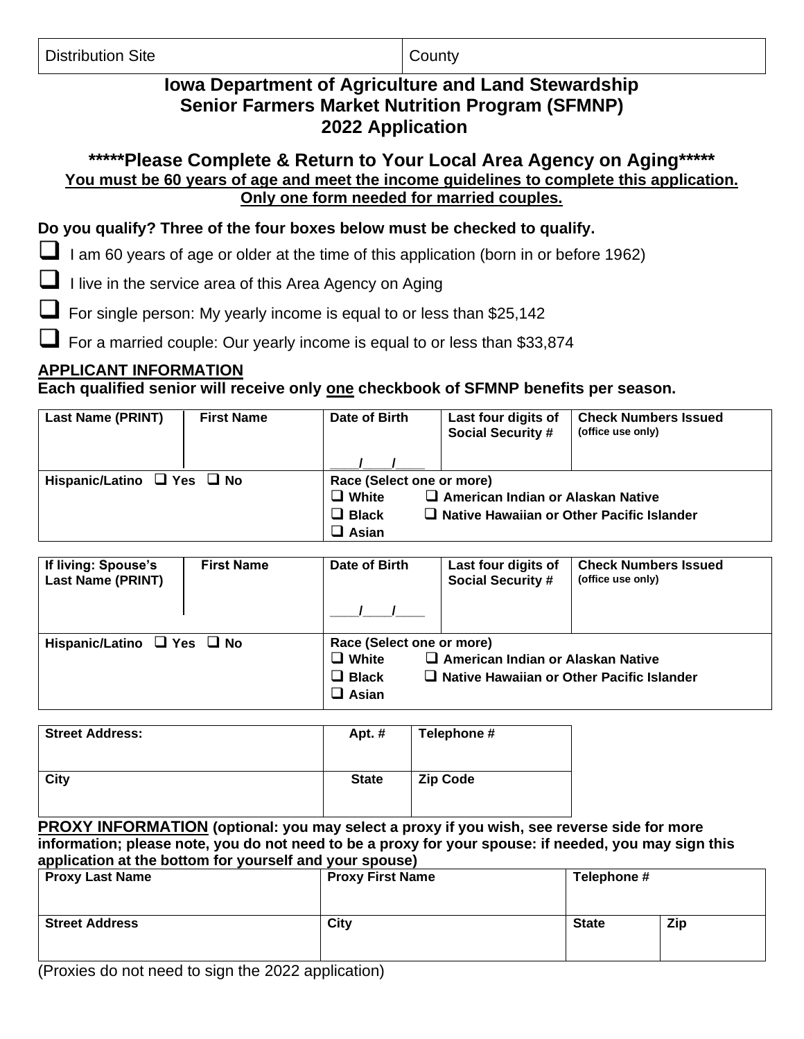| Distribution Site | County |
|---|---|

# Iowa Department of Agriculture and Land Stewardship
# Senior Farmers Market Nutrition Program (SFMNP)
# 2022 Application

## *****Please Complete & Return to Your Local Area Agency on Aging*****

**<u>You must be 60 years of age and meet the income guidelines to complete this application.</u>**
**<u>Only one form needed for married couples.</u>**

**Do you qualify? Three of the four boxes below must be checked to qualify.**

- ☐ I am 60 years of age or older at the time of this application (born in or before 1962)
- ☐ I live in the service area of this Area Agency on Aging
- ☐ For single person: My yearly income is equal to or less than $25,142
- ☐ For a married couple: Our yearly income is equal to or less than $33,874

**<u>APPLICANT INFORMATION</u>**

**Each qualified senior will receive only <u>one</u> checkbook of SFMNP benefits per season.**

| Last Name (PRINT) | First Name | Date of Birth | Last four digits of Social Security # | Check Numbers Issued (office use only) |
|---|---|---|---|---|
| | | ____/____/____ | | |
| Hispanic/Latino ☐ Yes ☐ No | | Race (Select one or more)<br>☐ White ☐ American Indian or Alaskan Native<br>☐ Black ☐ Native Hawaiian or Other Pacific Islander<br>☐ Asian | | |

| If living: Spouse's Last Name (PRINT) | First Name | Date of Birth | Last four digits of Social Security # | Check Numbers Issued (office use only) |
|---|---|---|---|---|
| | | ____/____/____ | | |
| Hispanic/Latino ☐ Yes ☐ No | | Race (Select one or more)<br>☐ White ☐ American Indian or Alaskan Native<br>☐ Black ☐ Native Hawaiian or Other Pacific Islander<br>☐ Asian | | |

| Street Address: | Apt. # | Telephone # |
|---|---|---|
| | | |
| **City** | **State** | **Zip Code** |
| | | |

**<u>PROXY INFORMATION</u> (optional: you may select a proxy if you wish, see reverse side for more information; please note, you do not need to be a proxy for your spouse: if needed, you may sign this application at the bottom for yourself and your spouse)**

| Proxy Last Name | Proxy First Name | Telephone # | |
|---|---|---|---|
| | | | |
| **Street Address** | **City** | **State** | **Zip** |
| | | | |

(Proxies do not need to sign the 2022 application)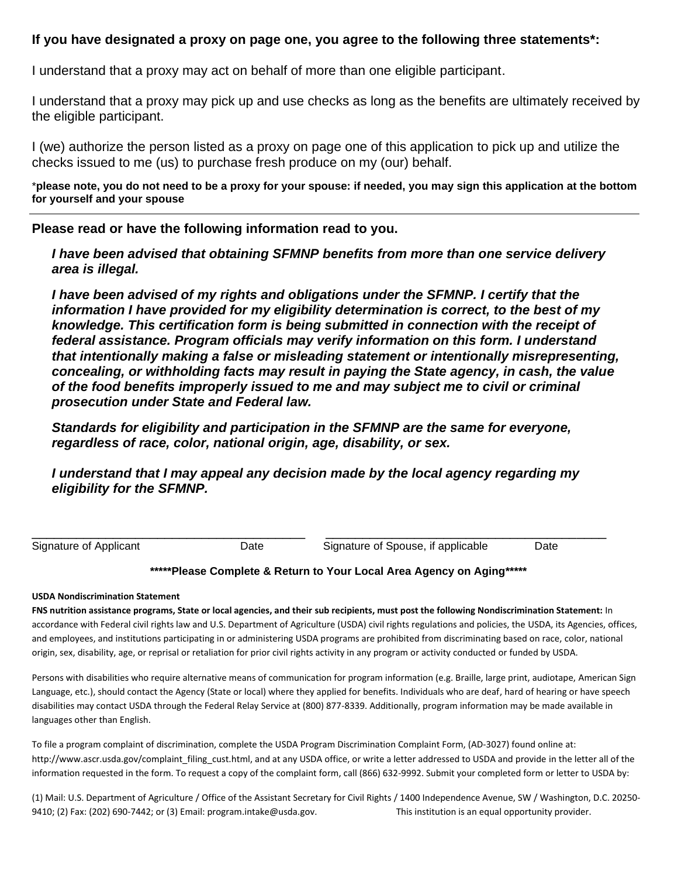**If you have designated a proxy on page one, you agree to the following three statements*:**

I understand that a proxy may act on behalf of more than one eligible participant.

I understand that a proxy may pick up and use checks as long as the benefits are ultimately received by the eligible participant.

I (we) authorize the person listed as a proxy on page one of this application to pick up and utilize the checks issued to me (us) to purchase fresh produce on my (our) behalf.

*__please note, you do not need to be a proxy for your spouse: if needed, you may sign this application at the bottom for yourself and your spouse__

---

**Please read or have the following information read to you.**

***I have been advised that obtaining SFMNP benefits from more than one service delivery area is illegal.***

***I have been advised of my rights and obligations under the SFMNP. I certify that the information I have provided for my eligibility determination is correct, to the best of my knowledge. This certification form is being submitted in connection with the receipt of federal assistance. Program officials may verify information on this form. I understand that intentionally making a false or misleading statement or intentionally misrepresenting, concealing, or withholding facts may result in paying the State agency, in cash, the value of the food benefits improperly issued to me and may subject me to civil or criminal prosecution under State and Federal law.***

***Standards for eligibility and participation in the SFMNP are the same for everyone, regardless of race, color, national origin, age, disability, or sex.***

***I understand that I may appeal any decision made by the local agency regarding my eligibility for the SFMNP.***

_____________________________________________ ______________________________________________

Signature of Applicant Date Signature of Spouse, if applicable Date

**\*\*\*\*\*Please Complete & Return to Your Local Area Agency on Aging\*\*\*\*\***

**USDA Nondiscrimination Statement**

**FNS nutrition assistance programs, State or local agencies, and their sub recipients, must post the following Nondiscrimination Statement:** In accordance with Federal civil rights law and U.S. Department of Agriculture (USDA) civil rights regulations and policies, the USDA, its Agencies, offices, and employees, and institutions participating in or administering USDA programs are prohibited from discriminating based on race, color, national origin, sex, disability, age, or reprisal or retaliation for prior civil rights activity in any program or activity conducted or funded by USDA.

Persons with disabilities who require alternative means of communication for program information (e.g. Braille, large print, audiotape, American Sign Language, etc.), should contact the Agency (State or local) where they applied for benefits. Individuals who are deaf, hard of hearing or have speech disabilities may contact USDA through the Federal Relay Service at (800) 877-8339. Additionally, program information may be made available in languages other than English.

To file a program complaint of discrimination, complete the USDA Program Discrimination Complaint Form, (AD-3027) found online at: http://www.ascr.usda.gov/complaint_filing_cust.html, and at any USDA office, or write a letter addressed to USDA and provide in the letter all of the information requested in the form. To request a copy of the complaint form, call (866) 632-9992. Submit your completed form or letter to USDA by:

(1) Mail: U.S. Department of Agriculture / Office of the Assistant Secretary for Civil Rights / 1400 Independence Avenue, SW / Washington, D.C. 20250-9410; (2) Fax: (202) 690-7442; or (3) Email: program.intake@usda.gov. This institution is an equal opportunity provider.